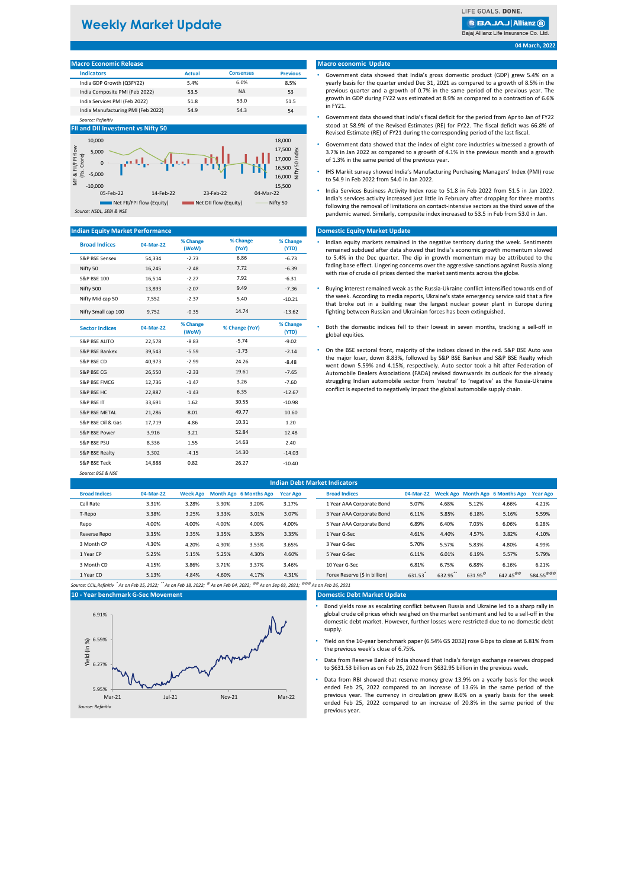# Weekly Market Update

LIFE GOALS. DONE.
BAJAJ Allianz
Bajaj Allianz Life Insurance Co. Ltd.

04 March, 2022

## Macro Economic Release

| Indicators | Actual | Consensus | Previous |
|---|---|---|---|
| India GDP Growth (Q3FY22) | 5.4% | 6.0% | 8.5% |
| India Composite PMI (Feb 2022) | 53.5 | NA | 53 |
| India Services PMI (Feb 2022) | 51.8 | 53.0 | 51.5 |
| India Manufacturing PMI (Feb 2022) | 54.9 | 54.3 | 54 |

*Source: Refinitiv*

## Macro economic Update

- Government data showed that India's gross domestic product (GDP) grew 5.4% on a yearly basis for the quarter ended Dec 31, 2021 as compared to a growth of 8.5% in the previous quarter and a growth of 0.7% in the same period of the previous year. The growth in GDP during FY22 was estimated at 8.9% as compared to a contraction of 6.6% in FY21.
- Government data showed that India's fiscal deficit for the period from Apr to Jan of FY22 stood at 58.9% of the Revised Estimates (RE) for FY22. The fiscal deficit was 66.8% of Revised Estimate (RE) of FY21 during the corresponding period of the last fiscal.
- Government data showed that the index of eight core industries witnessed a growth of 3.7% in Jan 2022 as compared to a growth of 4.1% in the previous month and a growth of 1.3% in the same period of the previous year.
- IHS Markit survey showed India's Manufacturing Purchasing Managers' Index (PMI) rose to 54.9 in Feb 2022 from 54.0 in Jan 2022.
- India Services Business Activity Index rose to 51.8 in Feb 2022 from 51.5 in Jan 2022. India's services activity increased just little in February after dropping for three months following the removal of limitations on contact-intensive sectors as the third wave of the pandemic waned. Similarly, composite index increased to 53.5 in Feb from 53.0 in Jan.

## FII and DII Investment vs Nifty 50

*Source: NSDL, SEBI & NSE*

## Indian Equity Market Performance

| Broad Indices | 04-Mar-22 | % Change (WoW) | % Change (YoY) | % Change (YTD) |
|---|---|---|---|---|
| S&P BSE Sensex | 54,334 | -2.73 | 6.86 | -6.73 |
| Nifty 50 | 16,245 | -2.48 | 7.72 | -6.39 |
| S&P BSE 100 | 16,514 | -2.27 | 7.92 | -6.31 |
| Nifty 500 | 13,893 | -2.07 | 9.49 | -7.36 |
| Nifty Mid cap 50 | 7,552 | -2.37 | 5.40 | -10.21 |
| Nifty Small cap 100 | 9,752 | -0.35 | 14.74 | -13.62 |

| Sector Indices | 04-Mar-22 | % Change (WoW) | % Change (YoY) | % Change (YTD) |
|---|---|---|---|---|
| S&P BSE AUTO | 22,578 | -8.83 | -5.74 | -9.02 |
| S&P BSE Bankex | 39,543 | -5.59 | -1.73 | -2.14 |
| S&P BSE CD | 40,973 | -2.99 | 24.26 | -8.48 |
| S&P BSE CG | 26,550 | -2.33 | 19.61 | -7.65 |
| S&P BSE FMCG | 12,736 | -1.47 | 3.26 | -7.60 |
| S&P BSE HC | 22,887 | -1.43 | 6.35 | -12.67 |
| S&P BSE IT | 33,691 | 1.62 | 30.55 | -10.98 |
| S&P BSE METAL | 21,286 | 8.01 | 49.77 | 10.60 |
| S&P BSE Oil & Gas | 17,719 | 4.86 | 10.31 | 1.20 |
| S&P BSE Power | 3,916 | 3.21 | 52.84 | 12.48 |
| S&P BSE PSU | 8,336 | 1.55 | 14.63 | 2.40 |
| S&P BSE Realty | 3,302 | -4.15 | 14.30 | -14.03 |
| S&P BSE Teck | 14,888 | 0.82 | 26.27 | -10.40 |

*Source: BSE & NSE*

## Domestic Equity Market Update

- Indian equity markets remained in the negative territory during the week. Sentiments remained subdued after data showed that India's economic growth momentum slowed to 5.4% in the Dec quarter. The dip in growth momentum may be attributed to the fading base effect. Lingering concerns over the aggressive sanctions against Russia along with rise of crude oil prices dented the market sentiments across the globe.
- Buying interest remained weak as the Russia-Ukraine conflict intensified towards end of the week. According to media reports, Ukraine's state emergency service said that a fire that broke out in a building near the largest nuclear power plant in Europe during fighting between Russian and Ukrainian forces has been extinguished.
- Both the domestic indices fell to their lowest in seven months, tracking a sell-off in global equities.
- On the BSE sectoral front, majority of the indices closed in the red. S&P BSE Auto was the major loser, down 8.83%, followed by S&P BSE Bankex and S&P BSE Realty which went down 5.59% and 4.15%, respectively. Auto sector took a hit after Federation of Automobile Dealers Associations (FADA) revised downwards its outlook for the already struggling Indian automobile sector from 'neutral' to 'negative' as the Russia-Ukraine conflict is expected to negatively impact the global automobile supply chain.

## Indian Debt Market Indicators

| Broad Indices | 04-Mar-22 | Week Ago | Month Ago | 6 Months Ago | Year Ago |
|---|---|---|---|---|---|
| Call Rate | 3.31% | 3.28% | 3.30% | 3.20% | 3.17% |
| T-Repo | 3.38% | 3.25% | 3.33% | 3.01% | 3.07% |
| Repo | 4.00% | 4.00% | 4.00% | 4.00% | 4.00% |
| Reverse Repo | 3.35% | 3.35% | 3.35% | 3.35% | 3.35% |
| 3 Month CP | 4.30% | 4.20% | 4.30% | 3.53% | 3.65% |
| 1 Year CP | 5.25% | 5.15% | 5.25% | 4.30% | 4.60% |
| 3 Month CD | 4.15% | 3.86% | 3.71% | 3.37% | 3.46% |
| 1 Year CD | 5.13% | 4.84% | 4.60% | 4.17% | 4.31% |

| Broad Indices | 04-Mar-22 | Week Ago | Month Ago | 6 Months Ago | Year Ago |
|---|---|---|---|---|---|
| 1 Year AAA Corporate Bond | 5.07% | 4.68% | 5.12% | 4.66% | 4.21% |
| 3 Year AAA Corporate Bond | 6.11% | 5.85% | 6.18% | 5.16% | 5.59% |
| 5 Year AAA Corporate Bond | 6.89% | 6.40% | 7.03% | 6.06% | 6.28% |
| 1 Year G-Sec | 4.61% | 4.40% | 4.57% | 3.82% | 4.10% |
| 3 Year G-Sec | 5.70% | 5.57% | 5.83% | 4.80% | 4.99% |
| 5 Year G-Sec | 6.11% | 6.01% | 6.19% | 5.57% | 5.79% |
| 10 Year G-Sec | 6.81% | 6.75% | 6.88% | 6.16% | 6.21% |
| Forex Reserve ($ in billion) | 631.53* | 632.95** | 631.95@ | 642.45@@ | 584.55@@@ |

Source: CCIL,Refinitiv  * As on Feb 25, 2022; ** As on Feb 18, 2022; @ As on Feb 04, 2022; @@ As on Sep 03, 2021; @@@ As on Feb 26, 2021

## 10 - Year benchmark G-Sec Movement

*Source: Refinitiv*

## Domestic Debt Market Update

- Bond yields rose as escalating conflict between Russia and Ukraine led to a sharp rally in global crude oil prices which weighed on the market sentiment and led to a sell-off in the domestic debt market. However, further losses were restricted due to no domestic debt supply.
- Yield on the 10-year benchmark paper (6.54% GS 2032) rose 6 bps to close at 6.81% from the previous week's close of 6.75%.
- Data from Reserve Bank of India showed that India's foreign exchange reserves dropped to $631.53 billion as on Feb 25, 2022 from $632.95 billion in the previous week.
- Data from RBI showed that reserve money grew 13.9% on a yearly basis for the week ended Feb 25, 2022 compared to an increase of 13.6% in the same period of the previous year. The currency in circulation grew 8.6% on a yearly basis for the week ended Feb 25, 2022 compared to an increase of 20.8% in the same period of the previous year.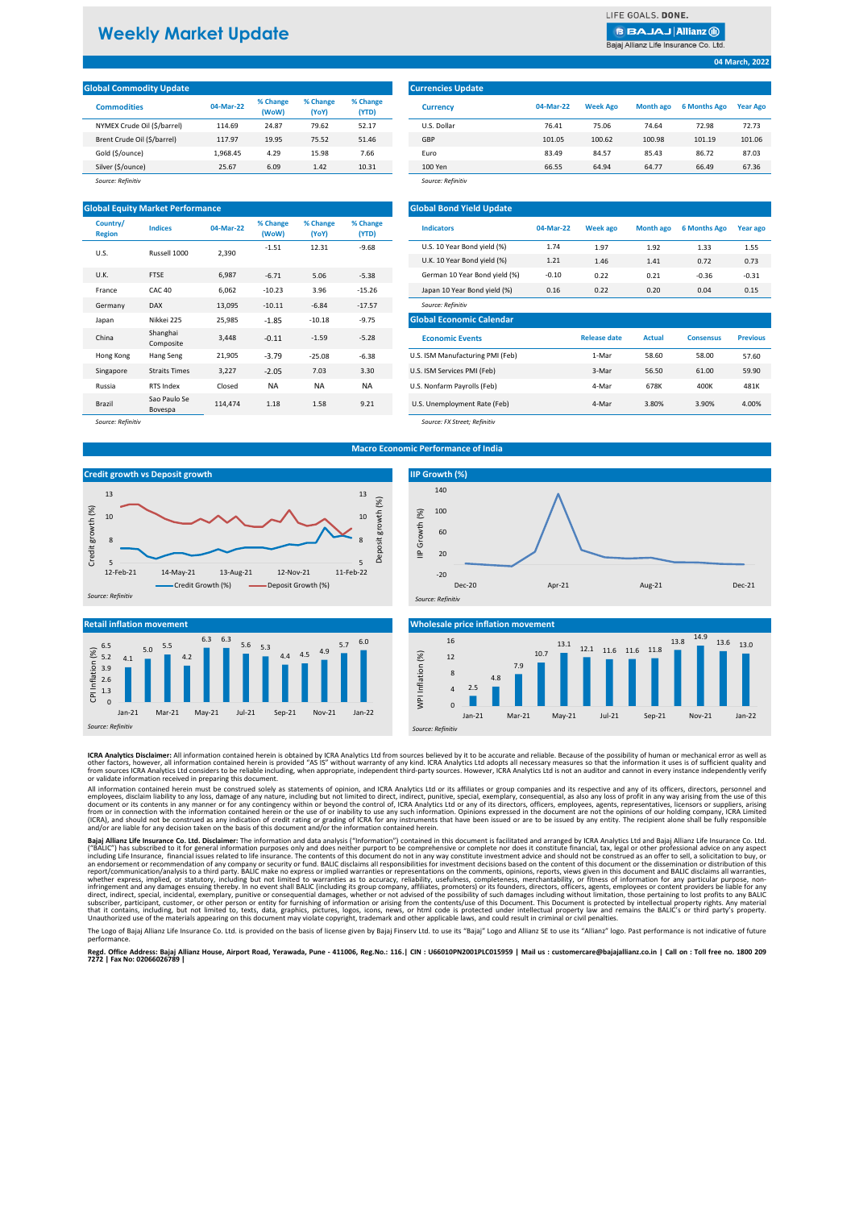# Weekly Market Update

LIFE GOALS. DONE.

Bajaj Allianz Life Insurance Co. Ltd.

**04 March, 2022**

## Global Commodity Update

| Commodities | 04-Mar-22 | % Change (WoW) | % Change (YoY) | % Change (YTD) |
|---|---|---|---|---|
| NYMEX Crude Oil ($/barrel) | 114.69 | 24.87 | 79.62 | 52.17 |
| Brent Crude Oil ($/barrel) | 117.97 | 19.95 | 75.52 | 51.46 |
| Gold ($/ounce) | 1,968.45 | 4.29 | 15.98 | 7.66 |
| Silver ($/ounce) | 25.67 | 6.09 | 1.42 | 10.31 |

*Source: Refinitiv*

## Currencies Update

| Currency | 04-Mar-22 | Week Ago | Month ago | 6 Months Ago | Year Ago |
|---|---|---|---|---|---|
| U.S. Dollar | 76.41 | 75.06 | 74.64 | 72.98 | 72.73 |
| GBP | 101.05 | 100.62 | 100.98 | 101.19 | 101.06 |
| Euro | 83.49 | 84.57 | 85.43 | 86.72 | 87.03 |
| 100 Yen | 66.55 | 64.94 | 64.77 | 66.49 | 67.36 |

*Source: Refinitiv*

## Global Equity Market Performance

| Country/ Region | Indices | 04-Mar-22 | % Change (WoW) | % Change (YoY) | % Change (YTD) |
|---|---|---|---|---|---|
| U.S. | Russell 1000 | 2,390 | -1.51 | 12.31 | -9.68 |
| U.K. | FTSE | 6,987 | -6.71 | 5.06 | -5.38 |
| France | CAC 40 | 6,062 | -10.23 | 3.96 | -15.26 |
| Germany | DAX | 13,095 | -10.11 | -6.84 | -17.57 |
| Japan | Nikkei 225 | 25,985 | -1.85 | -10.18 | -9.75 |
| China | Shanghai Composite | 3,448 | -0.11 | -1.59 | -5.28 |
| Hong Kong | Hang Seng | 21,905 | -3.79 | -25.08 | -6.38 |
| Singapore | Straits Times | 3,227 | -2.05 | 7.03 | 3.30 |
| Russia | RTS Index | Closed | NA | NA | NA |
| Brazil | Sao Paulo Se Bovespa | 114,474 | 1.18 | 1.58 | 9.21 |

*Source: Refinitiv*

## Global Bond Yield Update

| Indicators | 04-Mar-22 | Week ago | Month ago | 6 Months Ago | Year ago |
|---|---|---|---|---|---|
| U.S. 10 Year Bond yield (%) | 1.74 | 1.97 | 1.92 | 1.33 | 1.55 |
| U.K. 10 Year Bond yield (%) | 1.21 | 1.46 | 1.41 | 0.72 | 0.73 |
| German 10 Year Bond yield (%) | -0.10 | 0.22 | 0.21 | -0.36 | -0.31 |
| Japan 10 Year Bond yield (%) | 0.16 | 0.22 | 0.20 | 0.04 | 0.15 |

*Source: Refinitiv*

## Global Economic Calendar

| Economic Events | Release date | Actual | Consensus | Previous |
|---|---|---|---|---|
| U.S. ISM Manufacturing PMI (Feb) | 1-Mar | 58.60 | 58.00 | 57.60 |
| U.S. ISM Services PMI (Feb) | 3-Mar | 56.50 | 61.00 | 59.90 |
| U.S. Nonfarm Payrolls (Feb) | 4-Mar | 678K | 400K | 481K |
| U.S. Unemployment Rate (Feb) | 4-Mar | 3.80% | 3.90% | 4.00% |

*Source: FX Street; Refinitiv*

## Macro Economic Performance of India

### Credit growth vs Deposit growth

Credit growth (%)
Deposit growth (%)
13
10
8
5
12-Feb-21
14-May-21
13-Aug-21
12-Nov-21
11-Feb-22
Credit Growth (%)
Deposit Growth (%)

*Source: Refinitiv*

### IIP Growth (%)

IIP Growth (%)
140
100
60
20
-20
Dec-20
Apr-21
Aug-21
Dec-21

*Source: Refinitiv*

### Retail inflation movement

CPI Inflation (%)
6.5
5.2
3.9
2.6
1.3
0
4.1 5.0 5.5 4.2 6.3 6.3 5.6 5.3 4.4 4.5 4.9 5.7 6.0
Jan-21
Mar-21
May-21
Jul-21
Sep-21
Nov-21
Jan-22

*Source: Refinitiv*

### Wholesale price inflation movement

WPI Inflation (%)
16
12
8
4
0
2.5 4.8 7.9 10.7 13.1 12.1 11.6 11.6 11.8 13.8 14.9 13.6 13.0
Jan-21
Mar-21
May-21
Jul-21
Sep-21
Nov-21
Jan-22

*Source: Refinitiv*

**ICRA Analytics Disclaimer:** All information contained herein is obtained by ICRA Analytics Ltd from sources believed by it to be accurate and reliable. Because of the possibility of human or mechanical error as well as other factors, however, all information contained herein is provided "AS IS" without warranty of any kind. ICRA Analytics Ltd adopts all necessary measures so that the information it uses is of sufficient quality and from sources ICRA Analytics Ltd considers to be reliable including, when appropriate, independent third-party sources. However, ICRA Analytics Ltd is not an auditor and cannot in every instance independently verify or validate information received in preparing this document.

All information contained herein must be construed solely as statements of opinion, and ICRA Analytics Ltd or its affiliates or group companies and its respective and any of its officers, directors, personnel and employees, disclaim liability to any loss, damage of any nature, including but not limited to direct, indirect, punitive, special, exemplary, consequential, as also any loss of profit in any way arising from the use of this document or its contents in any manner or for any contingency within or beyond the control of, ICRA Analytics Ltd or any of its directors, officers, employees, agents, representatives, licensors or suppliers, arising from or in connection with the information contained herein or the use of or inability to use any such information. Opinions expressed in the document are not the opinions of our holding company, ICRA Limited (ICRA), and should not be construed as any indication of credit rating or grading of ICRA for any instruments that have been issued or are to be issued by any entity. The recipient alone shall be fully responsible and/or are liable for any decision taken on the basis of this document and/or the information contained herein.

**Bajaj Allianz Life Insurance Co. Ltd. Disclaimer:** The information and data analysis ("Information") contained in this document is facilitated and arranged by ICRA Analytics Ltd and Bajaj Allianz Life Insurance Co. Ltd. ("BALIC") has subscribed to it for general information purposes only and does neither purport to be comprehensive or complete nor does it constitute financial, tax, legal or other professional advice on any aspect including Life Insurance, financial issues related to life insurance. The contents of this document do not in any way constitute investment advice and should not be construed as an offer to sell, a solicitation to buy, or an endorsement or recommendation of any company or security or fund. BALIC disclaims all responsibilities for investment decisions based on the content of this document or the dissemination or distribution of this report/communication/analysis to a third party. BALIC make no express or implied warranties or representations on the comments, opinions, reports, views given in this document and BALIC disclaims all warranties, whether express, implied, or statutory, including but not limited to warranties as to accuracy, reliability, usefulness, completeness, merchantability, or fitness of information for any particular purpose, non-infringement and any damages ensuing thereby. In no event shall BALIC (including its group company, affiliates, promoters) or its founders, directors, officers, agents, employees or content providers be liable for any direct, indirect, special, incidental, exemplary, punitive or consequential damages, whether or not advised of the possibility of such damages including without limitation, those pertaining to lost profits to any BALIC subscriber, participant, customer, or other person or entity for furnishing of information or arising from the contents/use of this Document. This Document is protected by intellectual property rights. Any material that it contains, including, but not limited to, texts, data, graphics, pictures, logos, icons, news, or html code is protected under intellectual property law and remains the BALIC's or third party's property. Unauthorized use of the materials appearing on this document may violate copyright, trademark and other applicable laws, and could result in criminal or civil penalties.

The Logo of Bajaj Allianz Life Insurance Co. Ltd. is provided on the basis of license given by Bajaj Finserv Ltd. to use its "Bajaj" Logo and Allianz SE to use its "Allianz" logo. Past performance is not indicative of future performance.

**Regd. Office Address: Bajaj Allianz House, Airport Road, Yerawada, Pune - 411006, Reg.No.: 116.| CIN : U66010PN2001PLC015959 | Mail us : customercare@bajajallianz.co.in | Call on : Toll free no. 1800 209 7272 | Fax No: 02066026789 |**